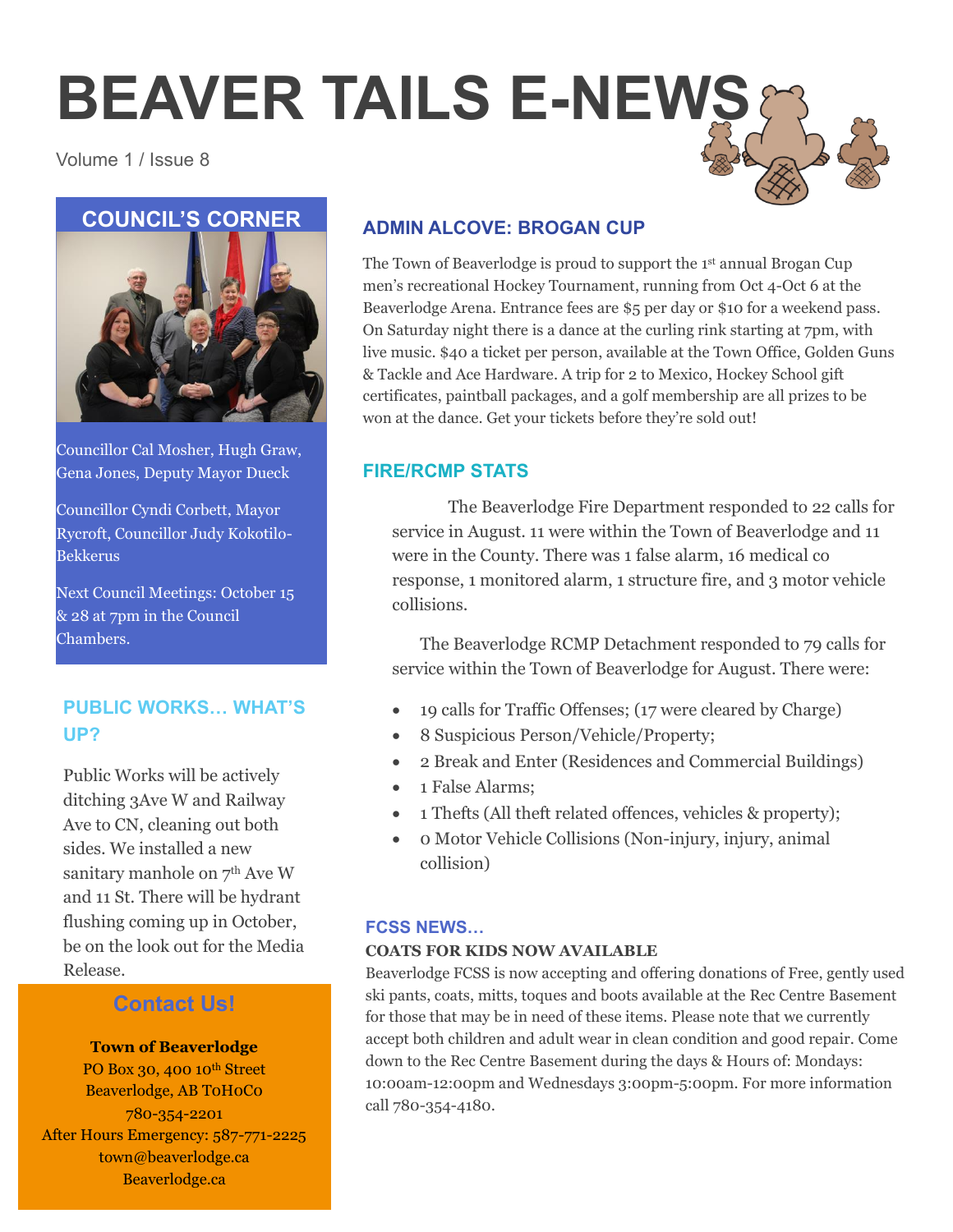# BEAVER TAILS E-NEWS

Volume 1 / Issue 8

## COUNCIL'S CORNER

Councillor Cal Mosher, Hugh Graw, Gena Jones, Deputy Mayor Dueck

Councillor Cyndi Corbett, Mayor Rycroft, Councillor Judy Kokotilo-Bekkerus

Next Council Meetings: October 15 & 28 at 7pm in the Council Chambers.

## PUBLIC WORKS… WHAT'S UP?

Public Works will be actively ditching 3Ave W and Railway Ave to CN, cleaning out both sides. We installed a new sanitary manhole on 7th Ave W and 11 St. There will be hydrant flushing coming up in October, be on the look out for the Media Release.

## Contact Us!

**Town of Beaverlodge**
PO Box 30, 400 10th Street
Beaverlodge, AB T0H0C0
780-354-2201
After Hours Emergency: 587-771-2225
town@beaverlodge.ca
Beaverlodge.ca

## ADMIN ALCOVE: BROGAN CUP

The Town of Beaverlodge is proud to support the 1st annual Brogan Cup men's recreational Hockey Tournament, running from Oct 4-Oct 6 at the Beaverlodge Arena. Entrance fees are $5 per day or $10 for a weekend pass. On Saturday night there is a dance at the curling rink starting at 7pm, with live music. $40 a ticket per person, available at the Town Office, Golden Guns & Tackle and Ace Hardware. A trip for 2 to Mexico, Hockey School gift certificates, paintball packages, and a golf membership are all prizes to be won at the dance. Get your tickets before they're sold out!

## FIRE/RCMP STATS

The Beaverlodge Fire Department responded to 22 calls for service in August. 11 were within the Town of Beaverlodge and 11 were in the County. There was 1 false alarm, 16 medical co response, 1 monitored alarm, 1 structure fire, and 3 motor vehicle collisions.

The Beaverlodge RCMP Detachment responded to 79 calls for service within the Town of Beaverlodge for August. There were:

- 19 calls for Traffic Offenses; (17 were cleared by Charge)
- 8 Suspicious Person/Vehicle/Property;
- 2 Break and Enter (Residences and Commercial Buildings)
- 1 False Alarms;
- 1 Thefts (All theft related offences, vehicles & property);
- 0 Motor Vehicle Collisions (Non-injury, injury, animal collision)

## FCSS NEWS…

**COATS FOR KIDS NOW AVAILABLE**

Beaverlodge FCSS is now accepting and offering donations of Free, gently used ski pants, coats, mitts, toques and boots available at the Rec Centre Basement for those that may be in need of these items. Please note that we currently accept both children and adult wear in clean condition and good repair. Come down to the Rec Centre Basement during the days & Hours of: Mondays: 10:00am-12:00pm and Wednesdays 3:00pm-5:00pm. For more information call 780-354-4180.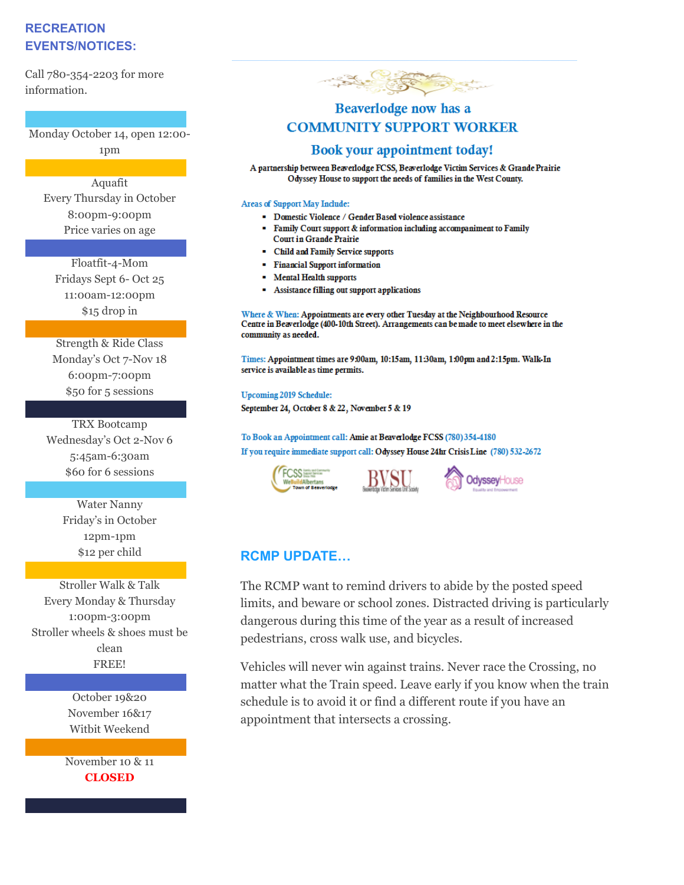## RECREATION EVENTS/NOTICES:

Call 780-354-2203 for more information.

Monday October 14, open 12:00-1pm

Aquafit
Every Thursday in October
8:00pm-9:00pm
Price varies on age

Floatfit-4-Mom
Fridays Sept 6- Oct 25
11:00am-12:00pm
$15 drop in

Strength & Ride Class
Monday's Oct 7-Nov 18
6:00pm-7:00pm
$50 for 5 sessions

TRX Bootcamp
Wednesday's Oct 2-Nov 6
5:45am-6:30am
$60 for 6 sessions

Water Nanny
Friday's in October
12pm-1pm
$12 per child

Stroller Walk & Talk
Every Monday & Thursday
1:00pm-3:00pm
Stroller wheels & shoes must be clean
FREE!

October 19&20
November 16&17
Witbit Weekend

November 10 & 11
**CLOSED**

## Beaverlodge now has a COMMUNITY SUPPORT WORKER

### Book your appointment today!

**A partnership between Beaverlodge FCSS, Beaverlodge Victim Services & Grande Prairie Odyssey House to support the needs of families in the West County.**

Areas of Support May Include:

- Domestic Violence / Gender Based violence assistance
- Family Court support & information including accompaniment to Family Court in Grande Prairie
- Child and Family Service supports
- Financial Support information
- Mental Health supports
- Assistance filling out support applications

Where & When: Appointments are every other Tuesday at the Neighbourhood Resource Centre in Beaverlodge (400-10th Street). Arrangements can be made to meet elsewhere in the community as needed.

Times: Appointment times are 9:00am, 10:15am, 11:30am, 1:00pm and 2:15pm. Walk-In service is available as time permits.

Upcoming 2019 Schedule:
September 24, October 8 & 22, November 5 & 19

To Book an Appointment call: Amie at Beaverlodge FCSS (780) 354-4180
If you require immediate support call: Odyssey House 24hr Crisis Line (780) 532-2672

FCSS WeBuildAlbertans Town of Beaverlodge · BVSU Beaverlodge Victim Services Unit Society · OdysseyHouse Equality and Empowerment

## RCMP UPDATE…

The RCMP want to remind drivers to abide by the posted speed limits, and beware or school zones. Distracted driving is particularly dangerous during this time of the year as a result of increased pedestrians, cross walk use, and bicycles.

Vehicles will never win against trains. Never race the Crossing, no matter what the Train speed. Leave early if you know when the train schedule is to avoid it or find a different route if you have an appointment that intersects a crossing.